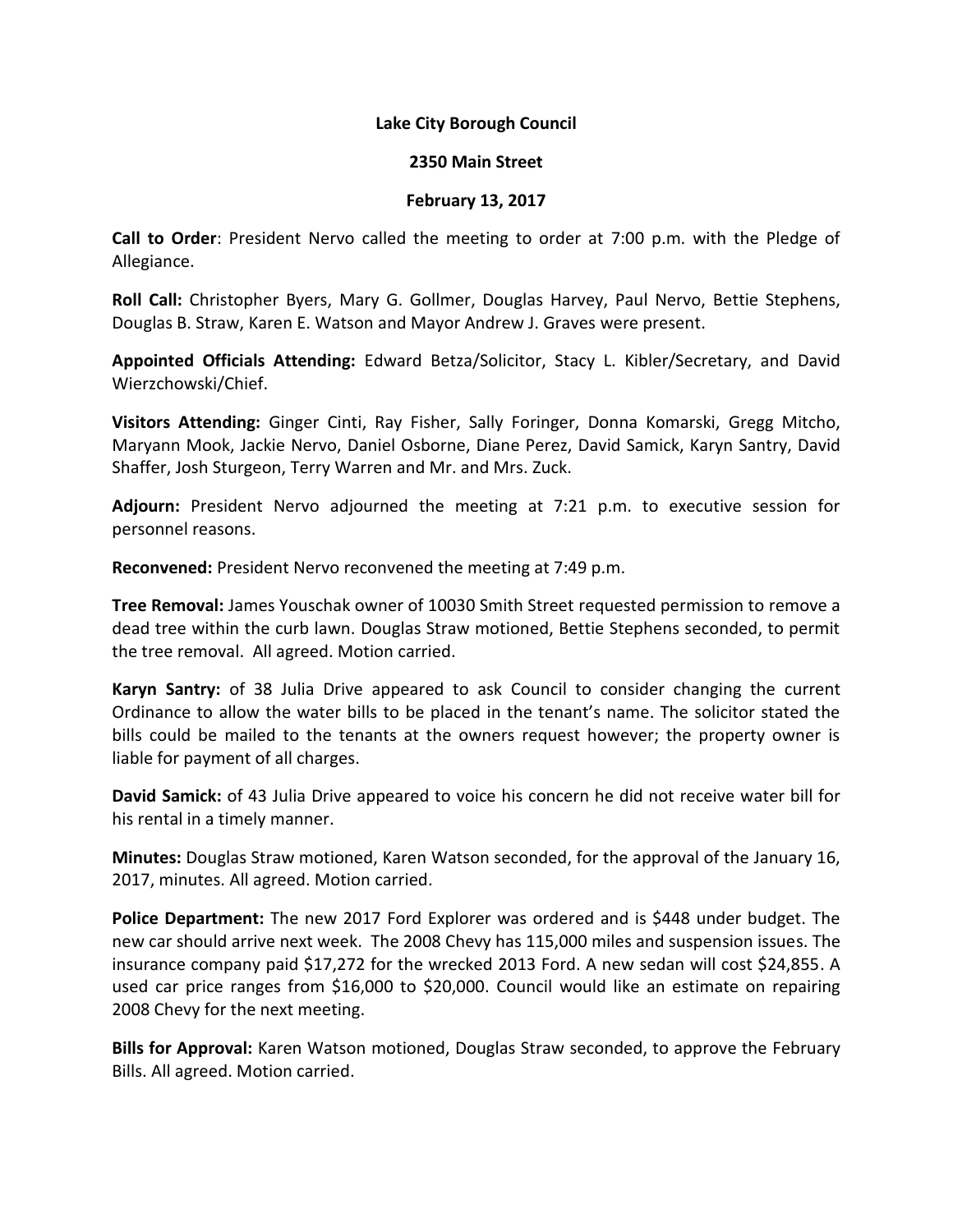**Lake City Borough Council**

**2350 Main Street**

**February 13, 2017**

**Call to Order**: President Nervo called the meeting to order at 7:00 p.m. with the Pledge of Allegiance.

**Roll Call:** Christopher Byers, Mary G. Gollmer, Douglas Harvey, Paul Nervo, Bettie Stephens, Douglas B. Straw, Karen E. Watson and Mayor Andrew J. Graves were present.

**Appointed Officials Attending:** Edward Betza/Solicitor, Stacy L. Kibler/Secretary, and David Wierzchowski/Chief.

**Visitors Attending:** Ginger Cinti, Ray Fisher, Sally Foringer, Donna Komarski, Gregg Mitcho, Maryann Mook, Jackie Nervo, Daniel Osborne, Diane Perez, David Samick, Karyn Santry, David Shaffer, Josh Sturgeon, Terry Warren and Mr. and Mrs. Zuck.

**Adjourn:** President Nervo adjourned the meeting at 7:21 p.m. to executive session for personnel reasons.

**Reconvened:** President Nervo reconvened the meeting at 7:49 p.m.

**Tree Removal:** James Youschak owner of 10030 Smith Street requested permission to remove a dead tree within the curb lawn. Douglas Straw motioned, Bettie Stephens seconded, to permit the tree removal. All agreed. Motion carried.

**Karyn Santry:** of 38 Julia Drive appeared to ask Council to consider changing the current Ordinance to allow the water bills to be placed in the tenant's name. The solicitor stated the bills could be mailed to the tenants at the owners request however; the property owner is liable for payment of all charges.

**David Samick:** of 43 Julia Drive appeared to voice his concern he did not receive water bill for his rental in a timely manner.

**Minutes:** Douglas Straw motioned, Karen Watson seconded, for the approval of the January 16, 2017, minutes. All agreed. Motion carried.

**Police Department:** The new 2017 Ford Explorer was ordered and is $448 under budget. The new car should arrive next week. The 2008 Chevy has 115,000 miles and suspension issues. The insurance company paid $17,272 for the wrecked 2013 Ford. A new sedan will cost $24,855. A used car price ranges from $16,000 to $20,000. Council would like an estimate on repairing 2008 Chevy for the next meeting.

**Bills for Approval:** Karen Watson motioned, Douglas Straw seconded, to approve the February Bills. All agreed. Motion carried.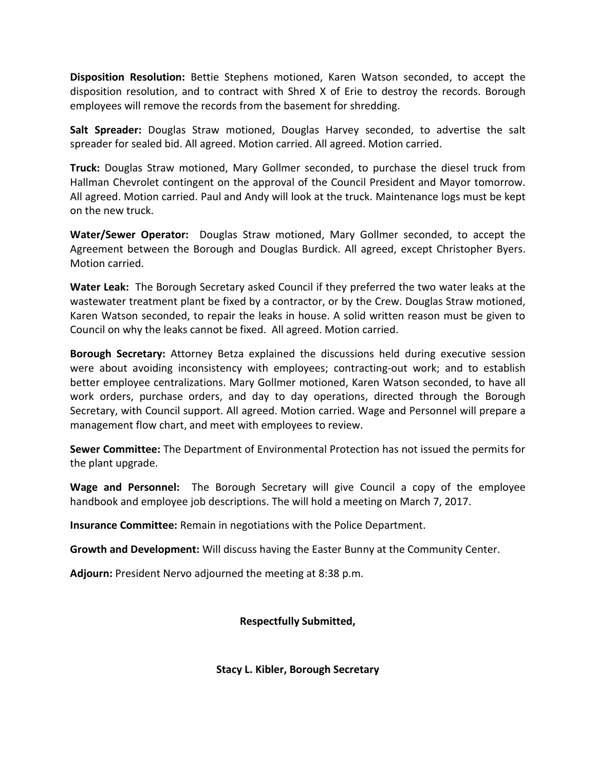**Disposition Resolution:** Bettie Stephens motioned, Karen Watson seconded, to accept the disposition resolution, and to contract with Shred X of Erie to destroy the records. Borough employees will remove the records from the basement for shredding.

**Salt Spreader:** Douglas Straw motioned, Douglas Harvey seconded, to advertise the salt spreader for sealed bid. All agreed. Motion carried. All agreed. Motion carried.

**Truck:** Douglas Straw motioned, Mary Gollmer seconded, to purchase the diesel truck from Hallman Chevrolet contingent on the approval of the Council President and Mayor tomorrow. All agreed. Motion carried. Paul and Andy will look at the truck. Maintenance logs must be kept on the new truck.

**Water/Sewer Operator:** Douglas Straw motioned, Mary Gollmer seconded, to accept the Agreement between the Borough and Douglas Burdick. All agreed, except Christopher Byers. Motion carried.

**Water Leak:** The Borough Secretary asked Council if they preferred the two water leaks at the wastewater treatment plant be fixed by a contractor, or by the Crew. Douglas Straw motioned, Karen Watson seconded, to repair the leaks in house. A solid written reason must be given to Council on why the leaks cannot be fixed. All agreed. Motion carried.

**Borough Secretary:** Attorney Betza explained the discussions held during executive session were about avoiding inconsistency with employees; contracting-out work; and to establish better employee centralizations. Mary Gollmer motioned, Karen Watson seconded, to have all work orders, purchase orders, and day to day operations, directed through the Borough Secretary, with Council support. All agreed. Motion carried. Wage and Personnel will prepare a management flow chart, and meet with employees to review.

**Sewer Committee:** The Department of Environmental Protection has not issued the permits for the plant upgrade.

**Wage and Personnel:** The Borough Secretary will give Council a copy of the employee handbook and employee job descriptions. The will hold a meeting on March 7, 2017.

**Insurance Committee:** Remain in negotiations with the Police Department.

**Growth and Development:** Will discuss having the Easter Bunny at the Community Center.

**Adjourn:** President Nervo adjourned the meeting at 8:38 p.m.

**Respectfully Submitted,**

**Stacy L. Kibler, Borough Secretary**